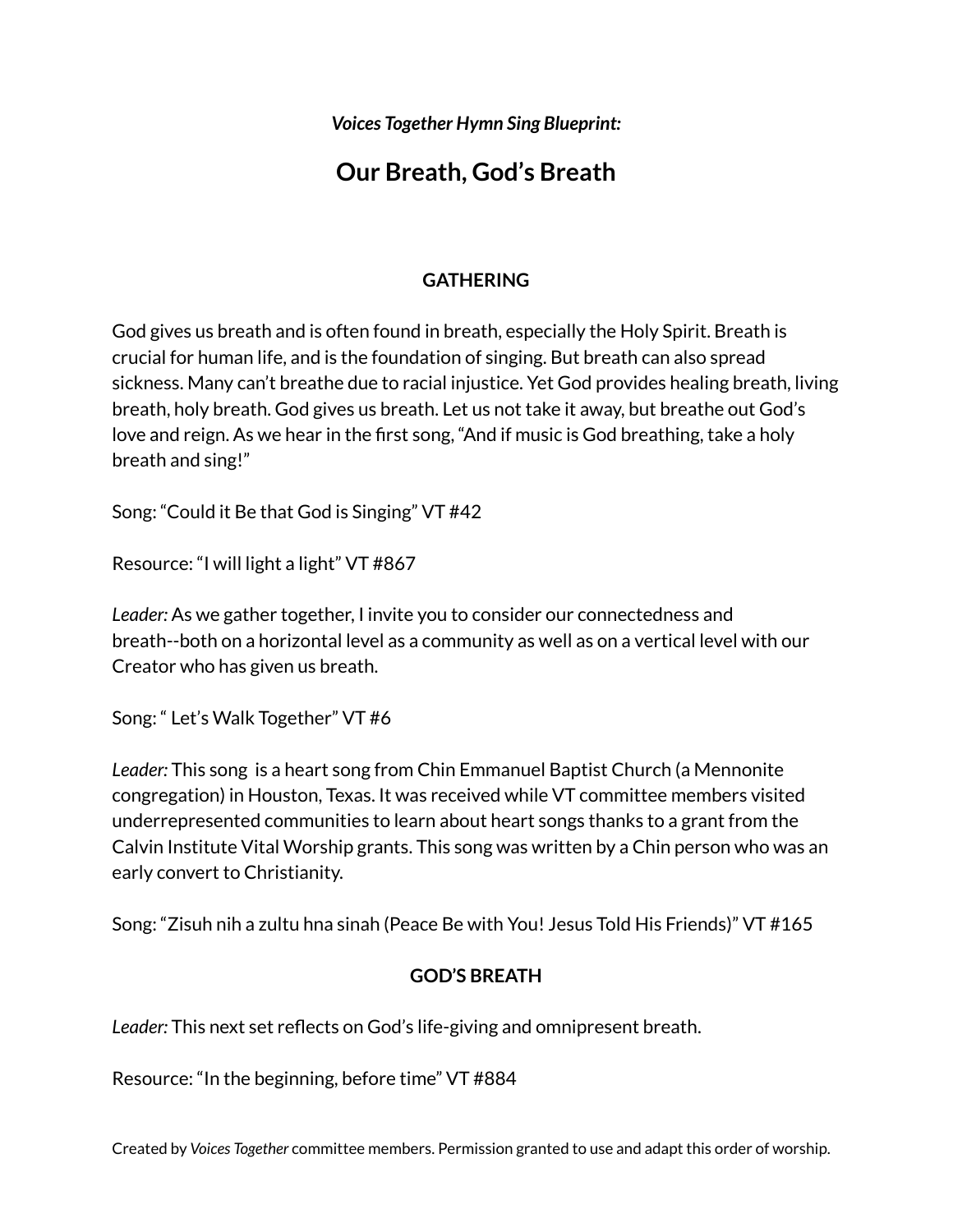*Voices Together Hymn Sing Blueprint:*

# Our Breath, God's Breath

## GATHERING

God gives us breath and is often found in breath, especially the Holy Spirit. Breath is crucial for human life, and is the foundation of singing. But breath can also spread sickness. Many can't breathe due to racial injustice. Yet God provides healing breath, living breath, holy breath. God gives us breath. Let us not take it away, but breathe out God's love and reign. As we hear in the first song, "And if music is God breathing, take a holy breath and sing!"

Song: "Could it Be that God is Singing" VT #42

Resource: "I will light a light" VT #867

*Leader:* As we gather together, I invite you to consider our connectedness and breath--both on a horizontal level as a community as well as on a vertical level with our Creator who has given us breath.

Song: " Let's Walk Together" VT #6

*Leader:* This song is a heart song from Chin Emmanuel Baptist Church (a Mennonite congregation) in Houston, Texas. It was received while VT committee members visited underrepresented communities to learn about heart songs thanks to a grant from the Calvin Institute Vital Worship grants. This song was written by a Chin person who was an early convert to Christianity.

Song: "Zisuh nih a zultu hna sinah (Peace Be with You! Jesus Told His Friends)" VT #165

## GOD'S BREATH

*Leader:* This next set reflects on God's life-giving and omnipresent breath.

Resource: "In the beginning, before time" VT #884

Created by *Voices Together* committee members. Permission granted to use and adapt this order of worship.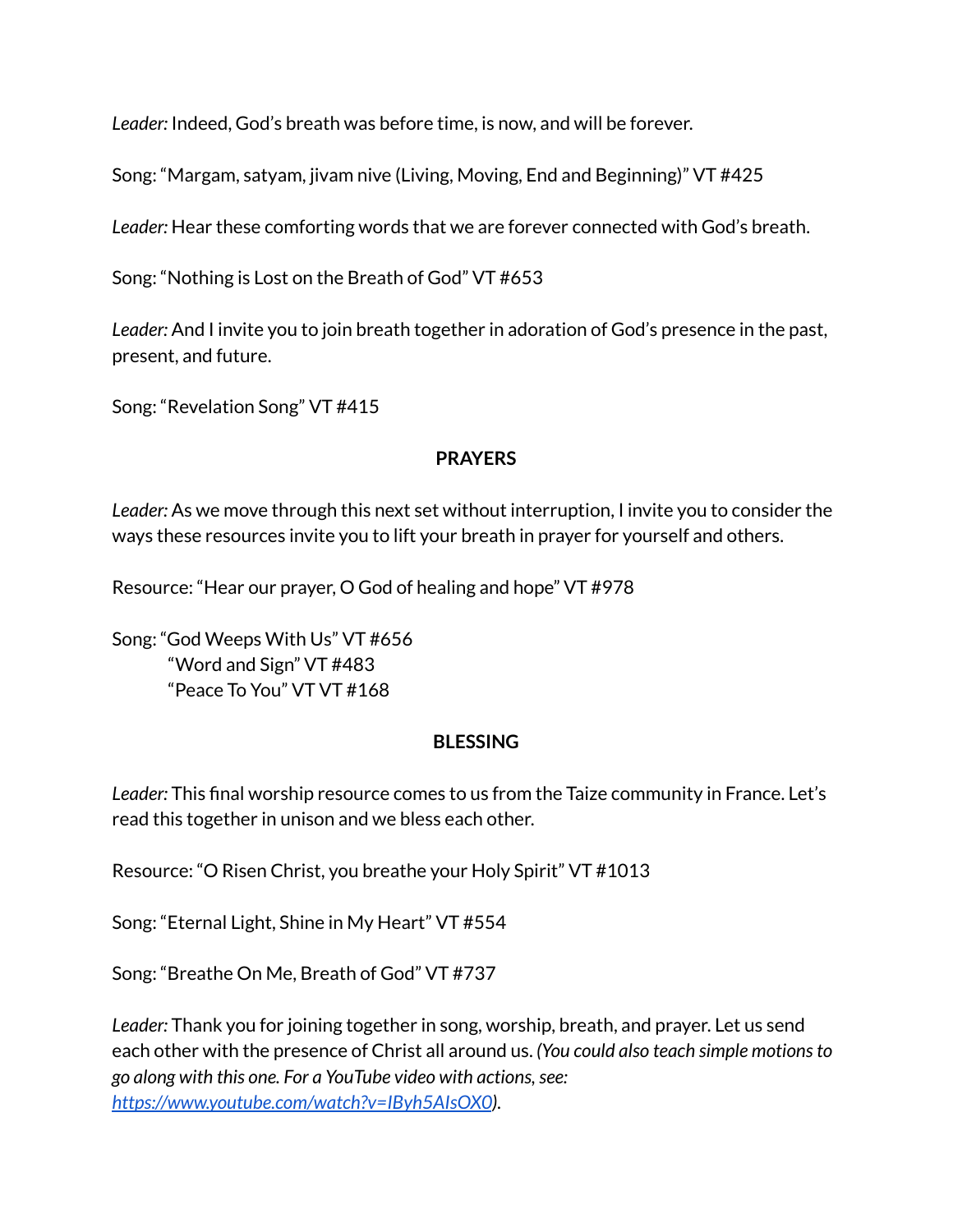*Leader:* Indeed, God's breath was before time, is now, and will be forever.

Song: "Margam, satyam, jivam nive (Living, Moving, End and Beginning)" VT #425

*Leader:* Hear these comforting words that we are forever connected with God's breath.

Song: "Nothing is Lost on the Breath of God" VT #653

*Leader:* And I invite you to join breath together in adoration of God's presence in the past, present, and future.

Song: "Revelation Song" VT #415

**PRAYERS**

*Leader:* As we move through this next set without interruption, I invite you to consider the ways these resources invite you to lift your breath in prayer for yourself and others.

Resource: "Hear our prayer, O God of healing and hope" VT #978

Song: "God Weeps With Us" VT #656
"Word and Sign" VT #483
"Peace To You" VT VT #168

**BLESSING**

*Leader:* This final worship resource comes to us from the Taize community in France. Let's read this together in unison and we bless each other.

Resource: "O Risen Christ, you breathe your Holy Spirit" VT #1013

Song: "Eternal Light, Shine in My Heart" VT #554

Song: "Breathe On Me, Breath of God" VT #737

*Leader:* Thank you for joining together in song, worship, breath, and prayer. Let us send each other with the presence of Christ all around us. *(You could also teach simple motions to go along with this one. For a YouTube video with actions, see: [https://www.youtube.com/watch?v=IByh5AIsOX0](https://www.youtube.com/watch?v=IByh5AIsOX0)).*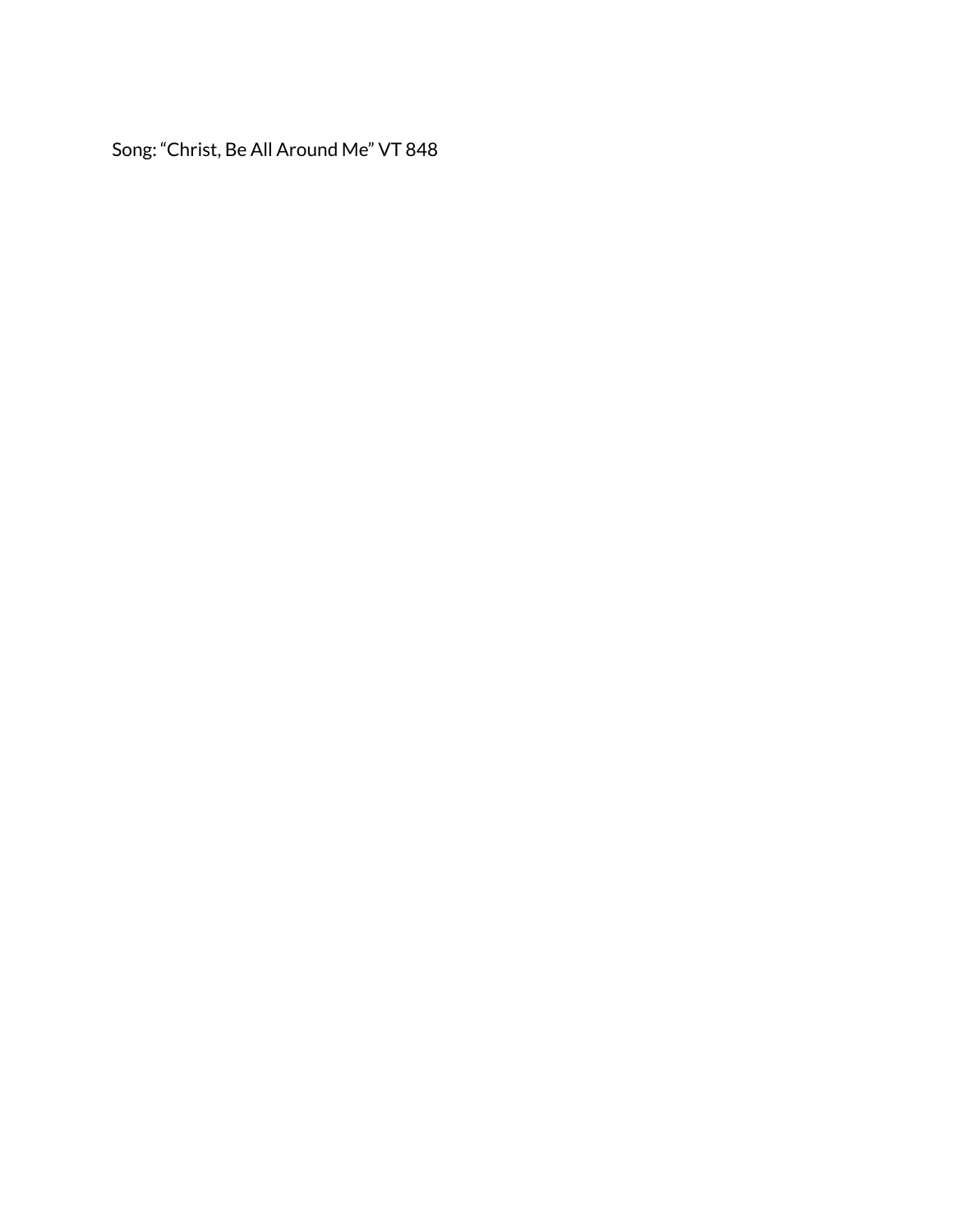Song: “Christ, Be All Around Me” VT 848